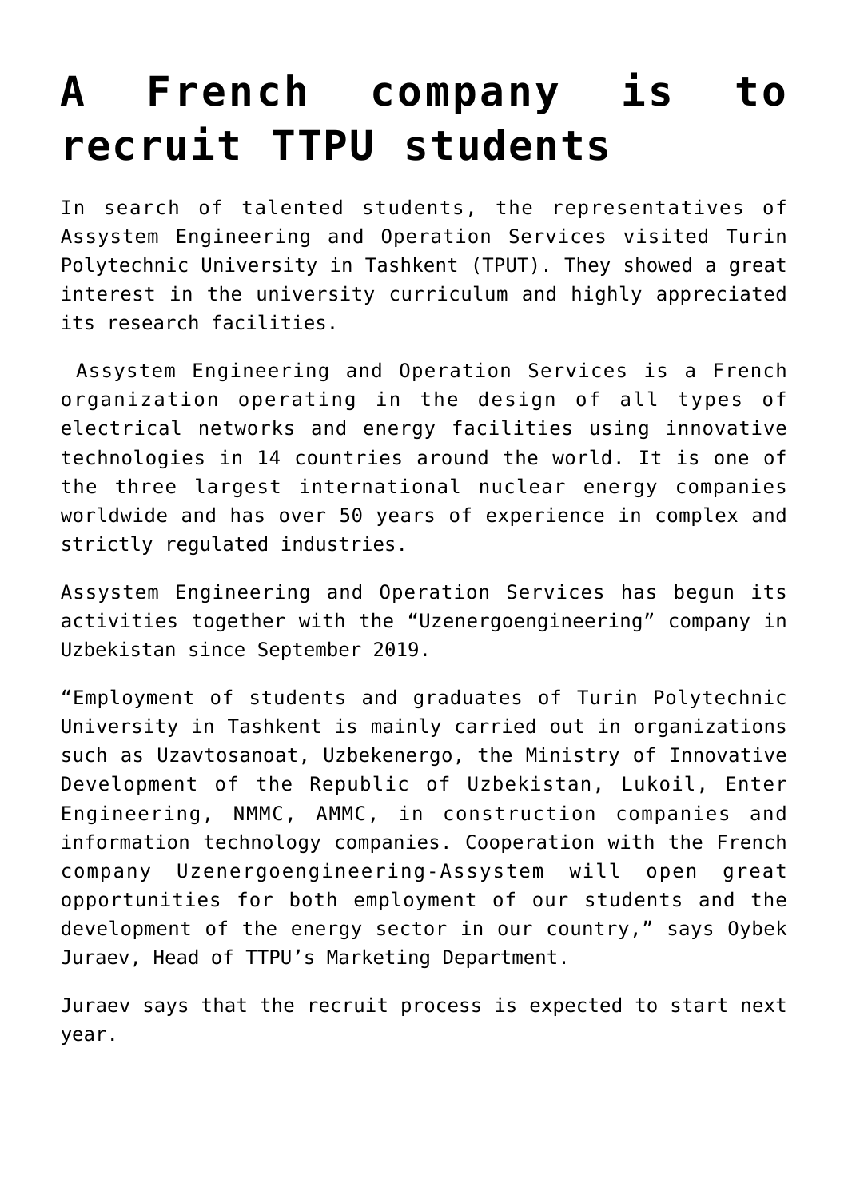# A French company is to recruit TTPU students

In search of talented students, the representatives of Assystem Engineering and Operation Services visited Turin Polytechnic University in Tashkent (TPUT). They showed a great interest in the university curriculum and highly appreciated its research facilities.

Assystem Engineering and Operation Services is a French organization operating in the design of all types of electrical networks and energy facilities using innovative technologies in 14 countries around the world. It is one of the three largest international nuclear energy companies worldwide and has over 50 years of experience in complex and strictly regulated industries.

Assystem Engineering and Operation Services has begun its activities together with the "Uzenergoengineering" company in Uzbekistan since September 2019.

"Employment of students and graduates of Turin Polytechnic University in Tashkent is mainly carried out in organizations such as Uzavtosanoat, Uzbekenergo, the Ministry of Innovative Development of the Republic of Uzbekistan, Lukoil, Enter Engineering, NMMC, AMMC, in construction companies and information technology companies. Cooperation with the French company Uzenergoengineering-Assystem will open great opportunities for both employment of our students and the development of the energy sector in our country," says Oybek Juraev, Head of TTPU's Marketing Department.

Juraev says that the recruit process is expected to start next year.